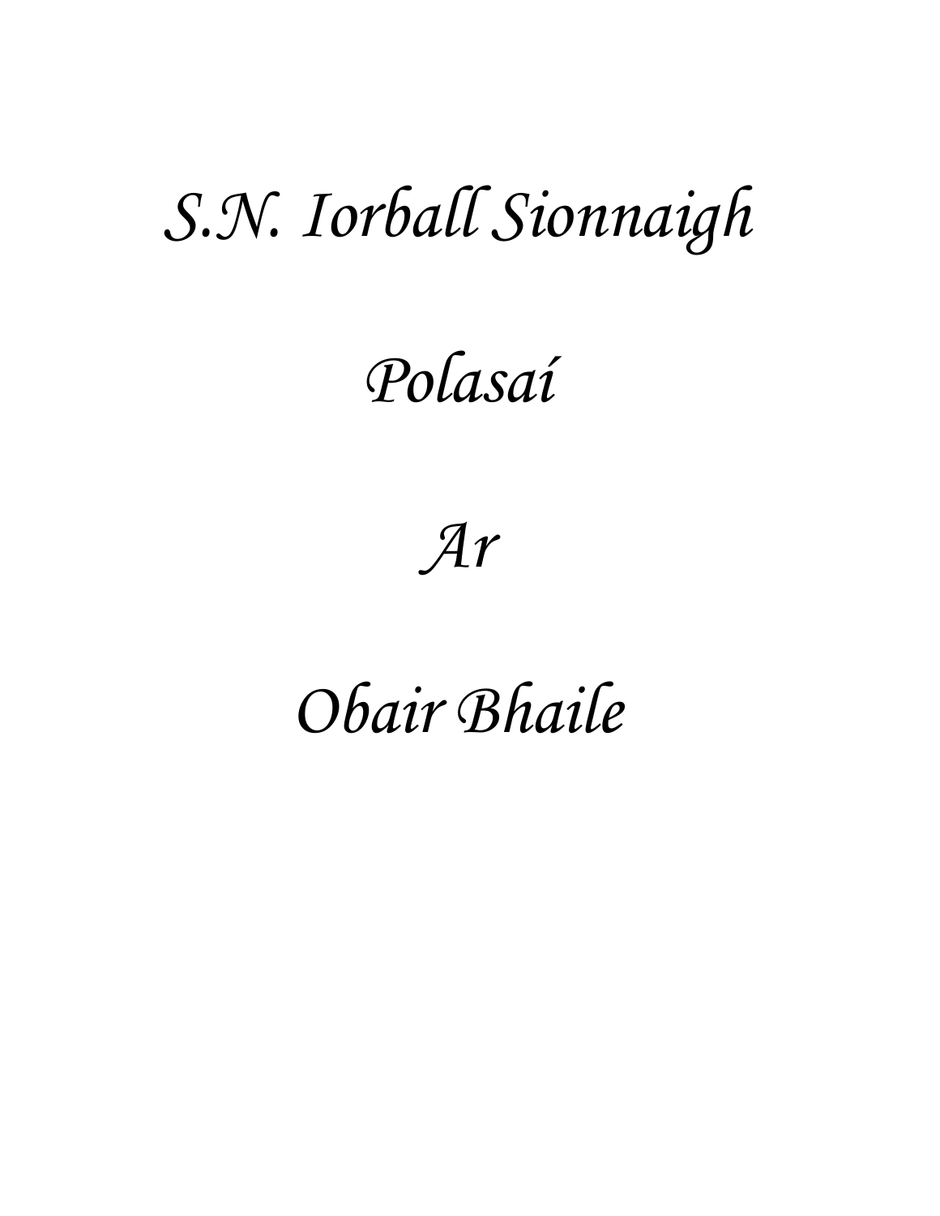# *S.N. Iorball Sionnaigh*

# *Polasaí*

# *Ar*

# *Obair Bhaile*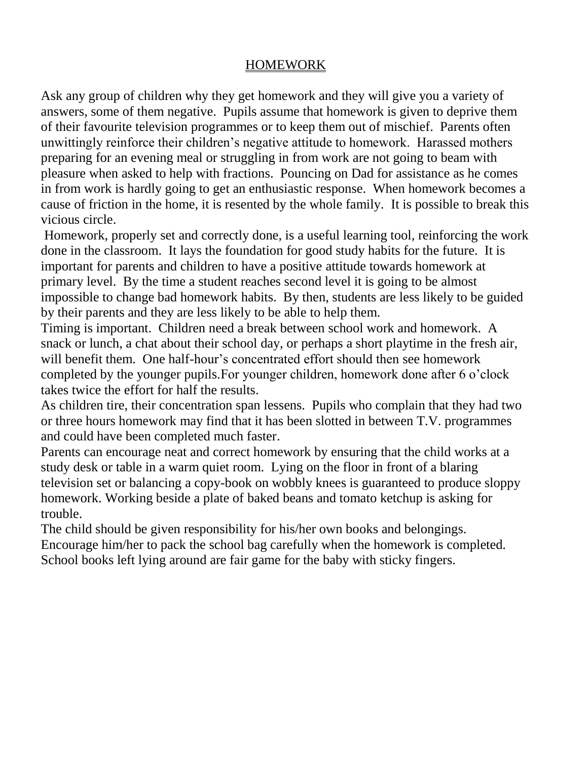# HOMEWORK

Ask any group of children why they get homework and they will give you a variety of answers, some of them negative. Pupils assume that homework is given to deprive them of their favourite television programmes or to keep them out of mischief. Parents often unwittingly reinforce their children's negative attitude to homework. Harassed mothers preparing for an evening meal or struggling in from work are not going to beam with pleasure when asked to help with fractions. Pouncing on Dad for assistance as he comes in from work is hardly going to get an enthusiastic response. When homework becomes a cause of friction in the home, it is resented by the whole family. It is possible to break this vicious circle.

Homework, properly set and correctly done, is a useful learning tool, reinforcing the work done in the classroom. It lays the foundation for good study habits for the future. It is important for parents and children to have a positive attitude towards homework at primary level. By the time a student reaches second level it is going to be almost impossible to change bad homework habits. By then, students are less likely to be guided by their parents and they are less likely to be able to help them.

Timing is important. Children need a break between school work and homework. A snack or lunch, a chat about their school day, or perhaps a short playtime in the fresh air, will benefit them. One half-hour's concentrated effort should then see homework completed by the younger pupils.For younger children, homework done after 6 o'clock takes twice the effort for half the results.

As children tire, their concentration span lessens. Pupils who complain that they had two or three hours homework may find that it has been slotted in between T.V. programmes and could have been completed much faster.

Parents can encourage neat and correct homework by ensuring that the child works at a study desk or table in a warm quiet room. Lying on the floor in front of a blaring television set or balancing a copy-book on wobbly knees is guaranteed to produce sloppy homework. Working beside a plate of baked beans and tomato ketchup is asking for trouble.

The child should be given responsibility for his/her own books and belongings. Encourage him/her to pack the school bag carefully when the homework is completed. School books left lying around are fair game for the baby with sticky fingers.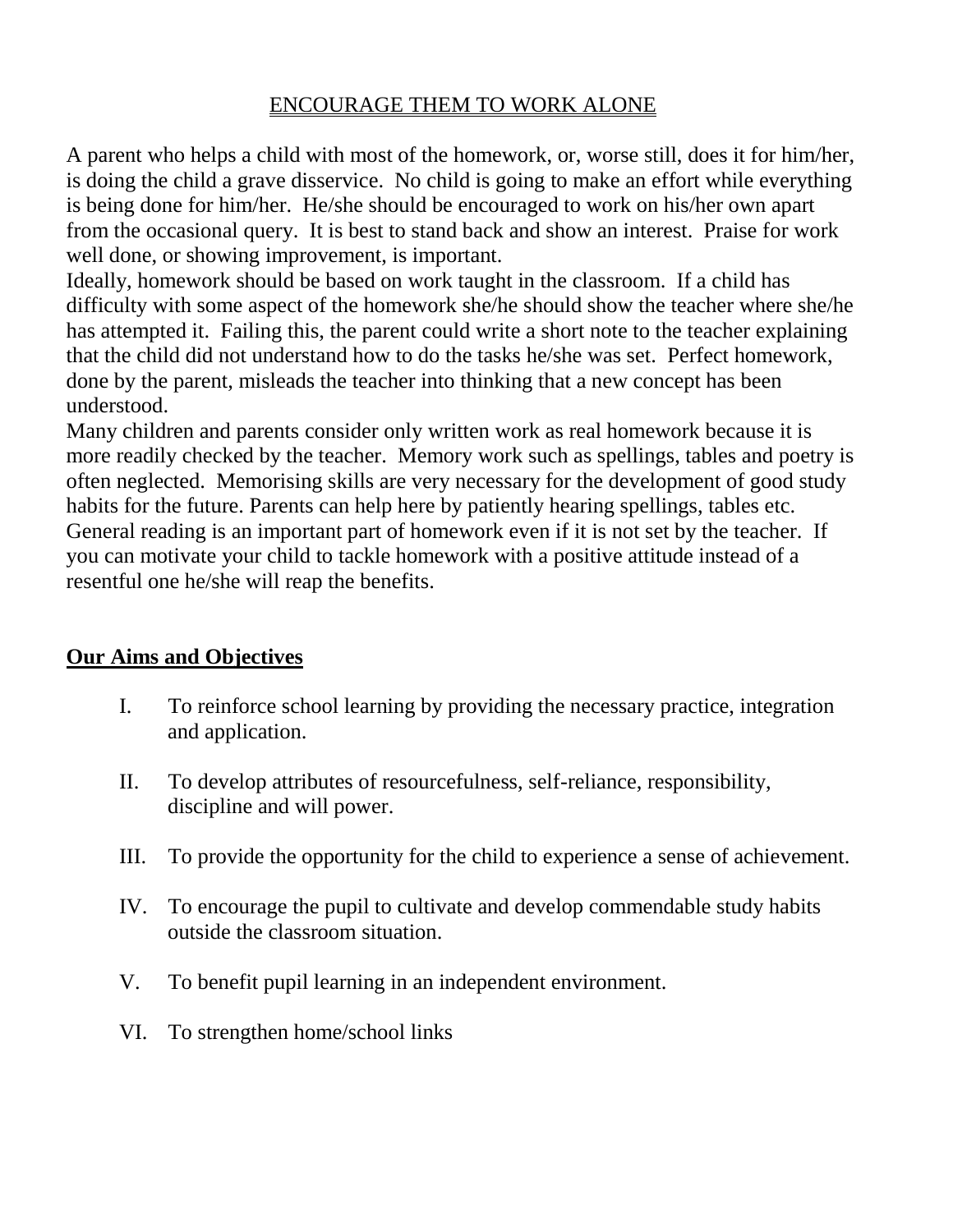## ENCOURAGE THEM TO WORK ALONE

A parent who helps a child with most of the homework, or, worse still, does it for him/her, is doing the child a grave disservice. No child is going to make an effort while everything is being done for him/her. He/she should be encouraged to work on his/her own apart from the occasional query. It is best to stand back and show an interest. Praise for work well done, or showing improvement, is important.

Ideally, homework should be based on work taught in the classroom. If a child has difficulty with some aspect of the homework she/he should show the teacher where she/he has attempted it. Failing this, the parent could write a short note to the teacher explaining that the child did not understand how to do the tasks he/she was set. Perfect homework, done by the parent, misleads the teacher into thinking that a new concept has been understood.

Many children and parents consider only written work as real homework because it is more readily checked by the teacher. Memory work such as spellings, tables and poetry is often neglected. Memorising skills are very necessary for the development of good study habits for the future. Parents can help here by patiently hearing spellings, tables etc.

General reading is an important part of homework even if it is not set by the teacher. If you can motivate your child to tackle homework with a positive attitude instead of a resentful one he/she will reap the benefits.

## **Our Aims and Objectives**

I. To reinforce school learning by providing the necessary practice, integration and application.

II. To develop attributes of resourcefulness, self-reliance, responsibility, discipline and will power.

III. To provide the opportunity for the child to experience a sense of achievement.

IV. To encourage the pupil to cultivate and develop commendable study habits outside the classroom situation.

V. To benefit pupil learning in an independent environment.

VI. To strengthen home/school links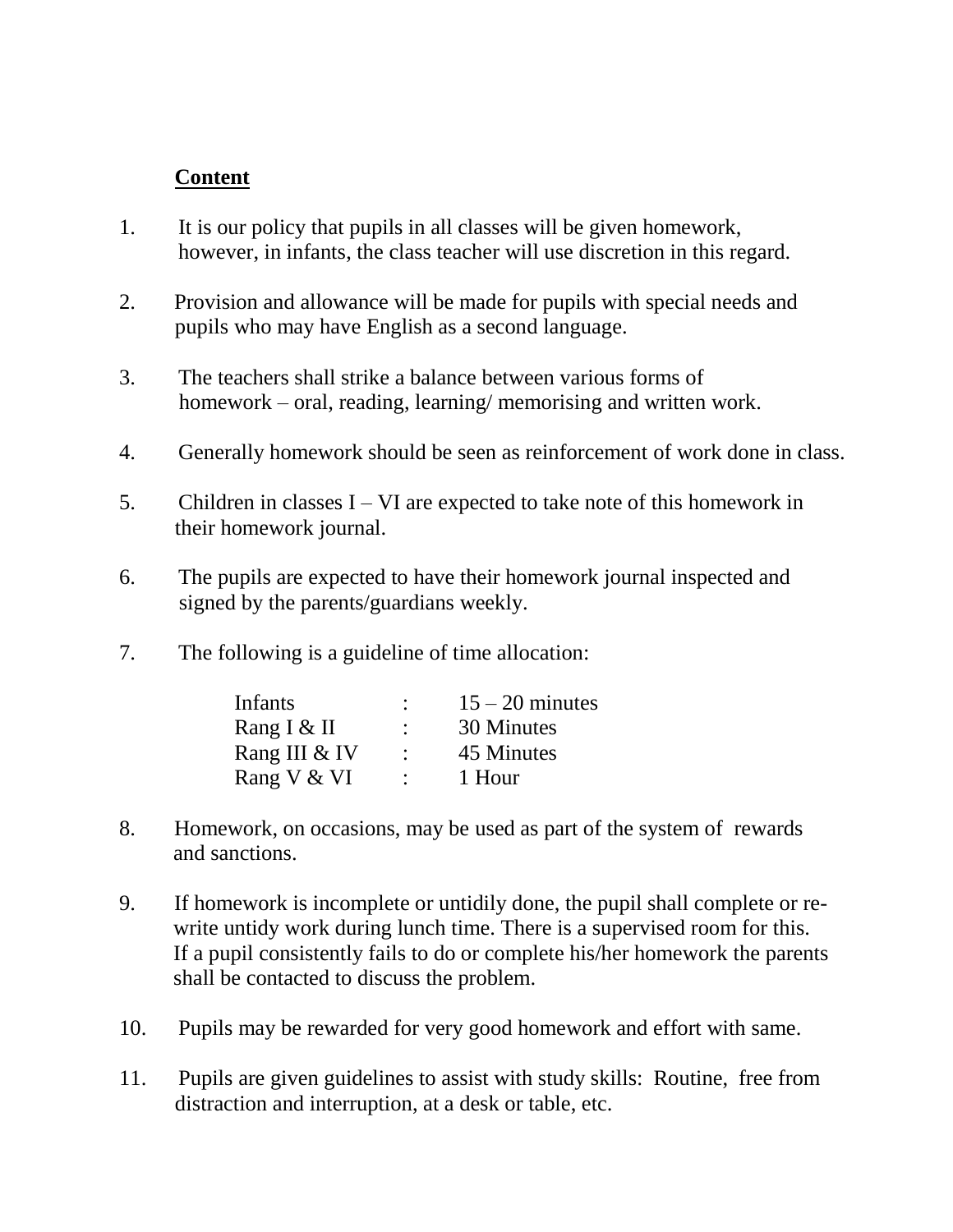## **Content**

1. It is our policy that pupils in all classes will be given homework, however, in infants, the class teacher will use discretion in this regard.

2. Provision and allowance will be made for pupils with special needs and pupils who may have English as a second language.

3. The teachers shall strike a balance between various forms of homework – oral, reading, learning/ memorising and written work.

4. Generally homework should be seen as reinforcement of work done in class.

5. Children in classes I – VI are expected to take note of this homework in their homework journal.

6. The pupils are expected to have their homework journal inspected and signed by the parents/guardians weekly.

7. The following is a guideline of time allocation:

| | | |
|---|---|---|
| Infants | : | 15 – 20 minutes |
| Rang I & II | : | 30 Minutes |
| Rang III & IV | : | 45 Minutes |
| Rang V & VI | : | 1 Hour |

8. Homework, on occasions, may be used as part of the system of rewards and sanctions.

9. If homework is incomplete or untidily done, the pupil shall complete or re-write untidy work during lunch time. There is a supervised room for this. If a pupil consistently fails to do or complete his/her homework the parents shall be contacted to discuss the problem.

10. Pupils may be rewarded for very good homework and effort with same.

11. Pupils are given guidelines to assist with study skills: Routine, free from distraction and interruption, at a desk or table, etc.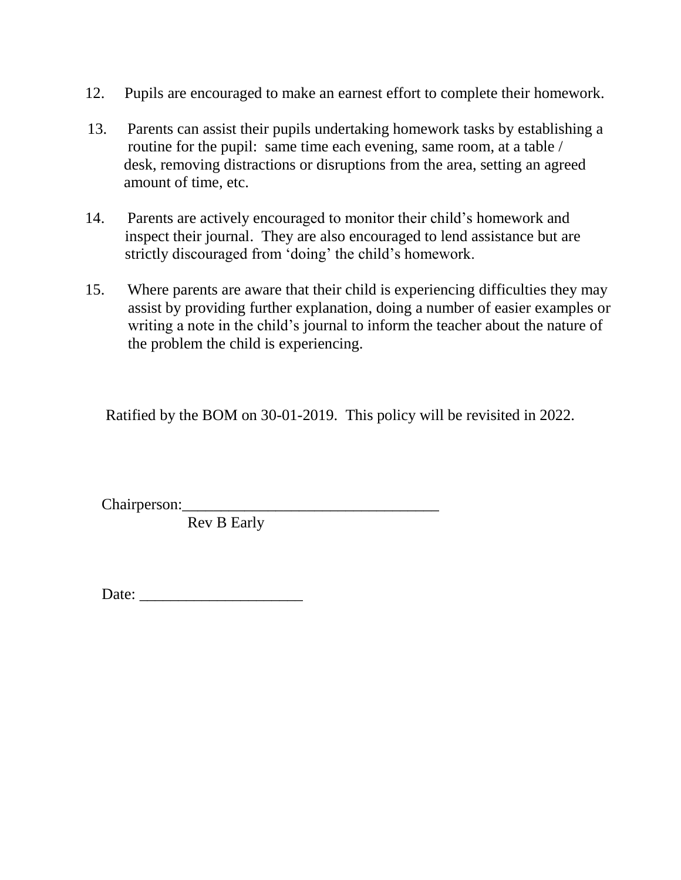12. Pupils are encouraged to make an earnest effort to complete their homework.

13. Parents can assist their pupils undertaking homework tasks by establishing a routine for the pupil: same time each evening, same room, at a table / desk, removing distractions or disruptions from the area, setting an agreed amount of time, etc.

14. Parents are actively encouraged to monitor their child's homework and inspect their journal. They are also encouraged to lend assistance but are strictly discouraged from 'doing' the child's homework.

15. Where parents are aware that their child is experiencing difficulties they may assist by providing further explanation, doing a number of easier examples or writing a note in the child's journal to inform the teacher about the nature of the problem the child is experiencing.

Ratified by the BOM on 30-01-2019. This policy will be revisited in 2022.

Chairperson:________________________________
Rev B Early

Date: ____________________